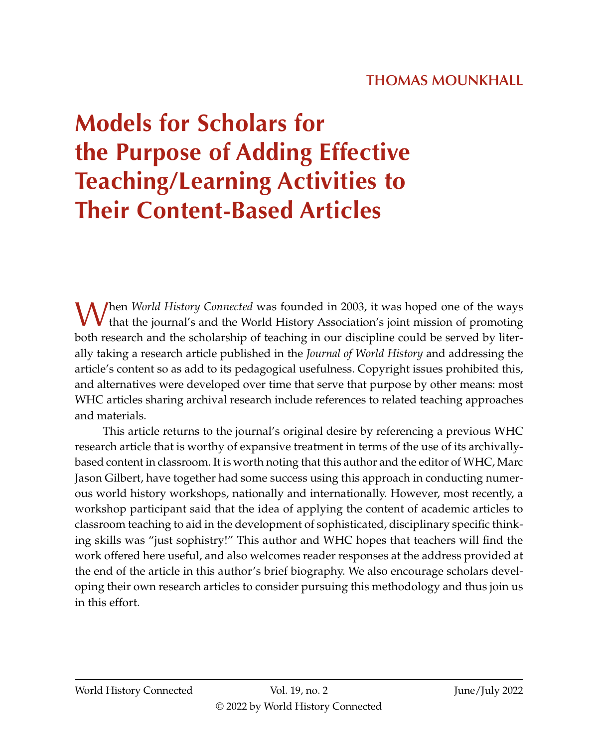THOMAS MOUNKHALL

# Models for Scholars for the Purpose of Adding Effective Teaching/Learning Activities to Their Content-Based Articles

When *World History Connected* was founded in 2003, it was hoped one of the ways that the journal's and the World History Association's joint mission of promoting both research and the scholarship of teaching in our discipline could be served by literally taking a research article published in the *Journal of World History* and addressing the article's content so as add to its pedagogical usefulness. Copyright issues prohibited this, and alternatives were developed over time that serve that purpose by other means: most WHC articles sharing archival research include references to related teaching approaches and materials.

This article returns to the journal's original desire by referencing a previous WHC research article that is worthy of expansive treatment in terms of the use of its archivally-based content in classroom. It is worth noting that this author and the editor of WHC, Marc Jason Gilbert, have together had some success using this approach in conducting numerous world history workshops, nationally and internationally. However, most recently, a workshop participant said that the idea of applying the content of academic articles to classroom teaching to aid in the development of sophisticated, disciplinary specific thinking skills was "just sophistry!" This author and WHC hopes that teachers will find the work offered here useful, and also welcomes reader responses at the address provided at the end of the article in this author's brief biography. We also encourage scholars developing their own research articles to consider pursuing this methodology and thus join us in this effort.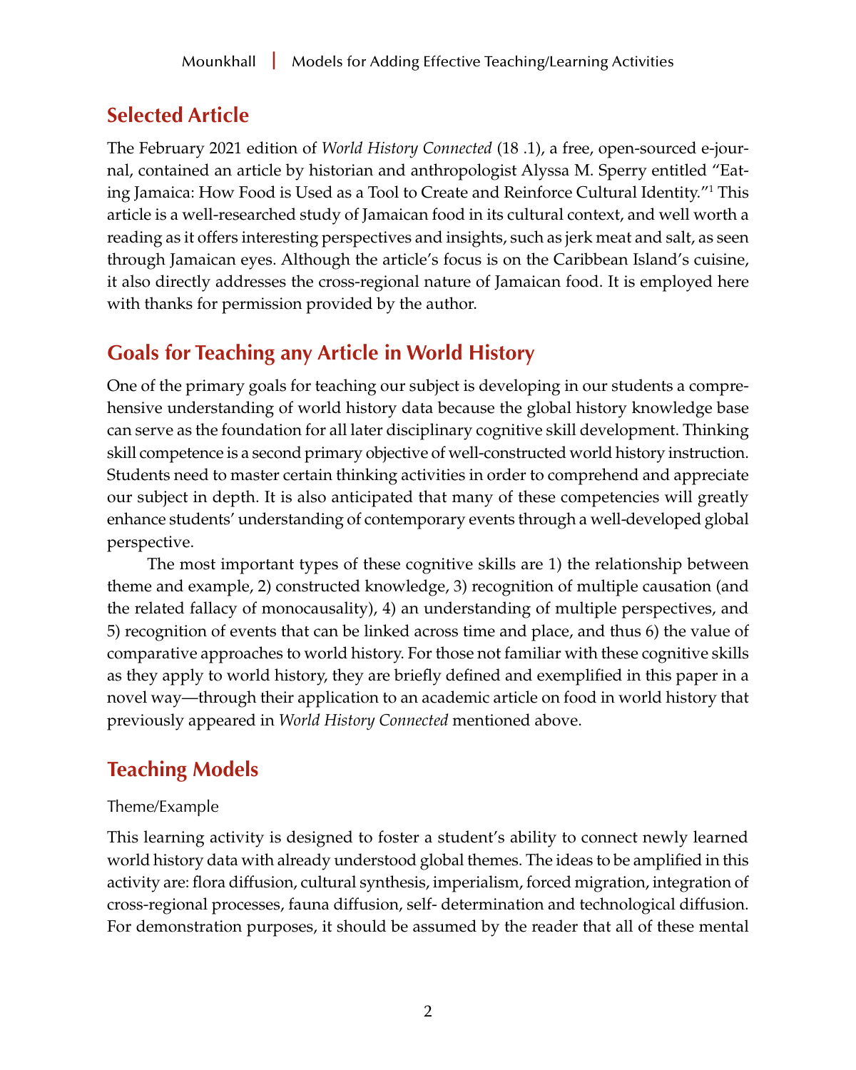## Selected Article

The February 2021 edition of *World History Connected* (18 .1), a free, open-sourced e-journal, contained an article by historian and anthropologist Alyssa M. Sperry entitled "Eating Jamaica: How Food is Used as a Tool to Create and Reinforce Cultural Identity."[1] This article is a well-researched study of Jamaican food in its cultural context, and well worth a reading as it offers interesting perspectives and insights, such as jerk meat and salt, as seen through Jamaican eyes. Although the article's focus is on the Caribbean Island's cuisine, it also directly addresses the cross-regional nature of Jamaican food. It is employed here with thanks for permission provided by the author.

## Goals for Teaching any Article in World History

One of the primary goals for teaching our subject is developing in our students a comprehensive understanding of world history data because the global history knowledge base can serve as the foundation for all later disciplinary cognitive skill development. Thinking skill competence is a second primary objective of well-constructed world history instruction. Students need to master certain thinking activities in order to comprehend and appreciate our subject in depth. It is also anticipated that many of these competencies will greatly enhance students' understanding of contemporary events through a well-developed global perspective.

The most important types of these cognitive skills are 1) the relationship between theme and example, 2) constructed knowledge, 3) recognition of multiple causation (and the related fallacy of monocausality), 4) an understanding of multiple perspectives, and 5) recognition of events that can be linked across time and place, and thus 6) the value of comparative approaches to world history. For those not familiar with these cognitive skills as they apply to world history, they are briefly defined and exemplified in this paper in a novel way—through their application to an academic article on food in world history that previously appeared in *World History Connected* mentioned above.

## Teaching Models

### Theme/Example

This learning activity is designed to foster a student's ability to connect newly learned world history data with already understood global themes. The ideas to be amplified in this activity are: flora diffusion, cultural synthesis, imperialism, forced migration, integration of cross-regional processes, fauna diffusion, self- determination and technological diffusion. For demonstration purposes, it should be assumed by the reader that all of these mental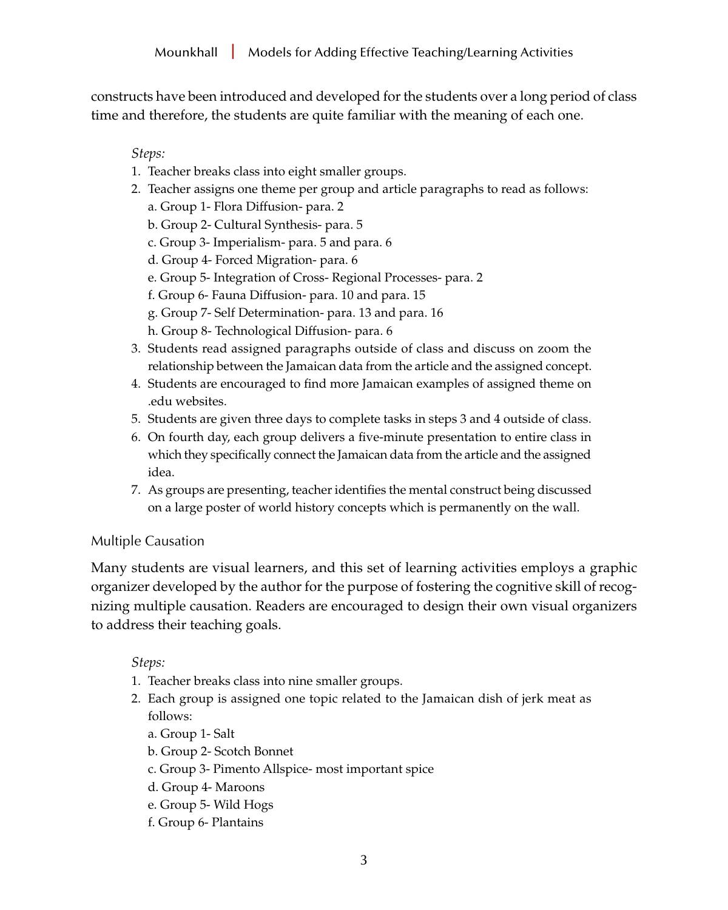constructs have been introduced and developed for the students over a long period of class time and therefore, the students are quite familiar with the meaning of each one.

*Steps:*

1. Teacher breaks class into eight smaller groups.
2. Teacher assigns one theme per group and article paragraphs to read as follows:
   a. Group 1- Flora Diffusion- para. 2
   b. Group 2- Cultural Synthesis- para. 5
   c. Group 3- Imperialism- para. 5 and para. 6
   d. Group 4- Forced Migration- para. 6
   e. Group 5- Integration of Cross- Regional Processes- para. 2
   f. Group 6- Fauna Diffusion- para. 10 and para. 15
   g. Group 7- Self Determination- para. 13 and para. 16
   h. Group 8- Technological Diffusion- para. 6
3. Students read assigned paragraphs outside of class and discuss on zoom the relationship between the Jamaican data from the article and the assigned concept.
4. Students are encouraged to find more Jamaican examples of assigned theme on .edu websites.
5. Students are given three days to complete tasks in steps 3 and 4 outside of class.
6. On fourth day, each group delivers a five-minute presentation to entire class in which they specifically connect the Jamaican data from the article and the assigned idea.
7. As groups are presenting, teacher identifies the mental construct being discussed on a large poster of world history concepts which is permanently on the wall.

## Multiple Causation

Many students are visual learners, and this set of learning activities employs a graphic organizer developed by the author for the purpose of fostering the cognitive skill of recognizing multiple causation. Readers are encouraged to design their own visual organizers to address their teaching goals.

*Steps:*

1. Teacher breaks class into nine smaller groups.
2. Each group is assigned one topic related to the Jamaican dish of jerk meat as follows:
   a. Group 1- Salt
   b. Group 2- Scotch Bonnet
   c. Group 3- Pimento Allspice- most important spice
   d. Group 4- Maroons
   e. Group 5- Wild Hogs
   f. Group 6- Plantains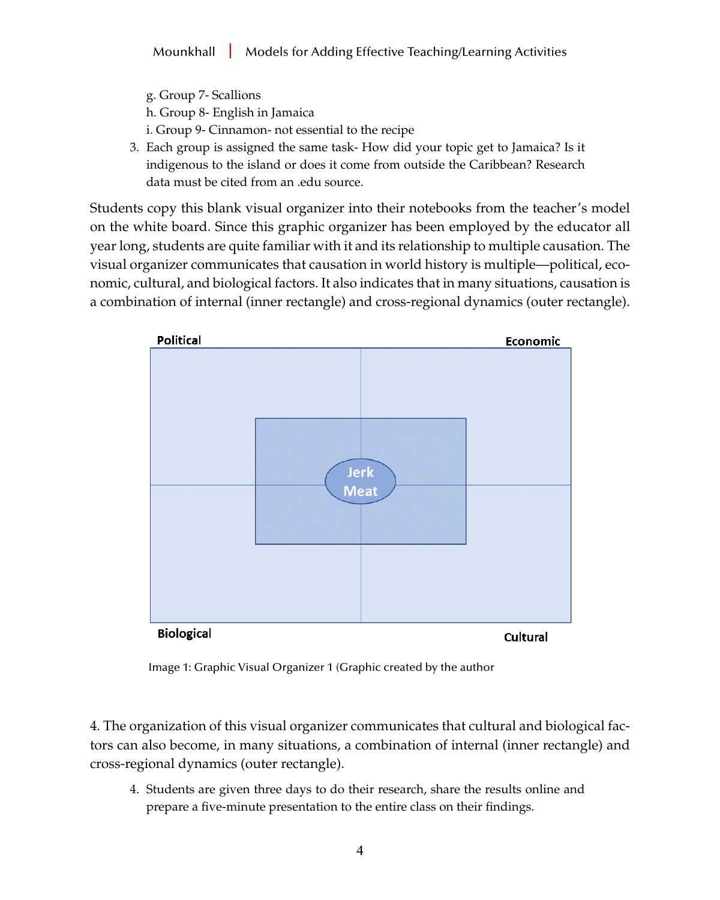g. Group 7- Scallions
h. Group 8- English in Jamaica
i. Group 9- Cinnamon- not essential to the recipe

3. Each group is assigned the same task- How did your topic get to Jamaica? Is it indigenous to the island or does it come from outside the Caribbean? Research data must be cited from an .edu source.

Students copy this blank visual organizer into their notebooks from the teacher's model on the white board. Since this graphic organizer has been employed by the educator all year long, students are quite familiar with it and its relationship to multiple causation. The visual organizer communicates that causation in world history is multiple—political, economic, cultural, and biological factors. It also indicates that in many situations, causation is a combination of internal (inner rectangle) and cross-regional dynamics (outer rectangle).

Political

Economic

Jerk Meat

Biological

Cultural

Image 1: Graphic Visual Organizer 1 (Graphic created by the author

4. The organization of this visual organizer communicates that cultural and biological factors can also become, in many situations, a combination of internal (inner rectangle) and cross-regional dynamics (outer rectangle).

4. Students are given three days to do their research, share the results online and prepare a five-minute presentation to the entire class on their findings.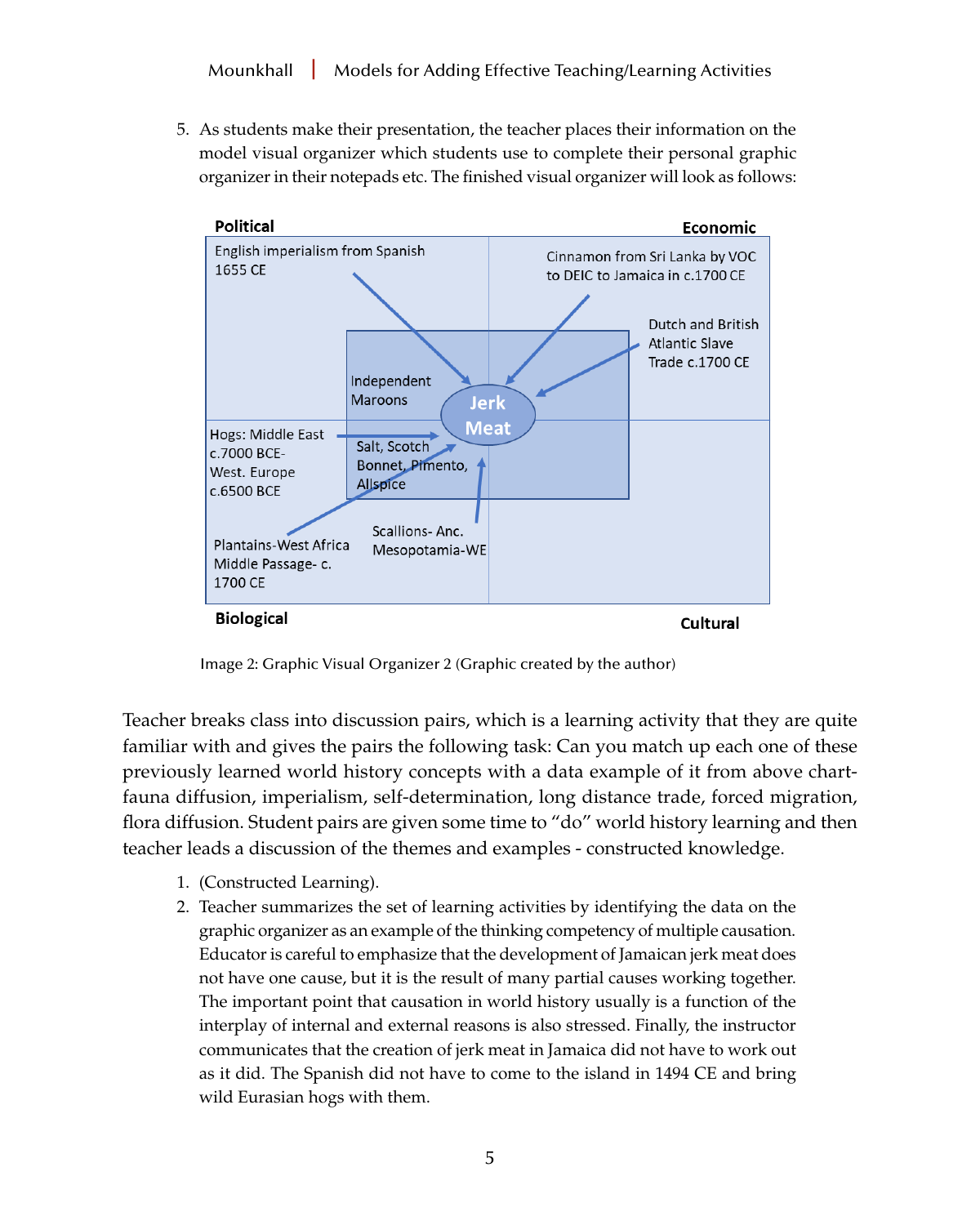5. As students make their presentation, the teacher places their information on the model visual organizer which students use to complete their personal graphic organizer in their notepads etc. The finished visual organizer will look as follows:

Image 2: Graphic Visual Organizer 2 (Graphic created by the author)

Teacher breaks class into discussion pairs, which is a learning activity that they are quite familiar with and gives the pairs the following task: Can you match up each one of these previously learned world history concepts with a data example of it from above chart-fauna diffusion, imperialism, self-determination, long distance trade, forced migration, flora diffusion. Student pairs are given some time to "do" world history learning and then teacher leads a discussion of the themes and examples - constructed knowledge.

1. (Constructed Learning).
2. Teacher summarizes the set of learning activities by identifying the data on the graphic organizer as an example of the thinking competency of multiple causation. Educator is careful to emphasize that the development of Jamaican jerk meat does not have one cause, but it is the result of many partial causes working together. The important point that causation in world history usually is a function of the interplay of internal and external reasons is also stressed. Finally, the instructor communicates that the creation of jerk meat in Jamaica did not have to work out as it did. The Spanish did not have to come to the island in 1494 CE and bring wild Eurasian hogs with them.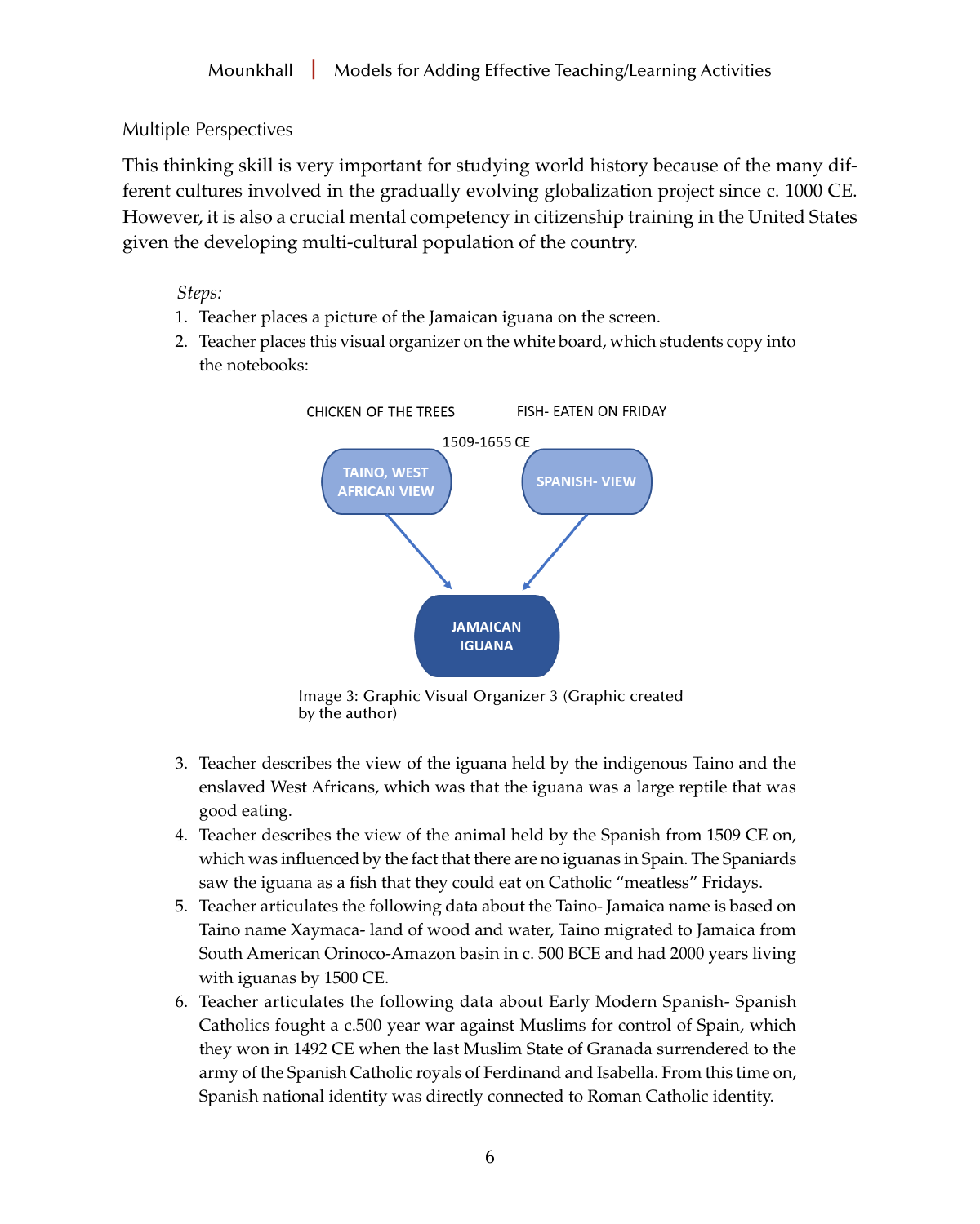Multiple Perspectives

This thinking skill is very important for studying world history because of the many different cultures involved in the gradually evolving globalization project since c. 1000 CE. However, it is also a crucial mental competency in citizenship training in the United States given the developing multi-cultural population of the country.

*Steps:*

1. Teacher places a picture of the Jamaican iguana on the screen.
2. Teacher places this visual organizer on the white board, which students copy into the notebooks:

CHICKEN OF THE TREES — FISH- EATEN ON FRIDAY

1509-1655 CE

TAINO, WEST AFRICAN VIEW → JAMAICAN IGUANA ← SPANISH- VIEW

Image 3: Graphic Visual Organizer 3 (Graphic created by the author)

3. Teacher describes the view of the iguana held by the indigenous Taino and the enslaved West Africans, which was that the iguana was a large reptile that was good eating.
4. Teacher describes the view of the animal held by the Spanish from 1509 CE on, which was influenced by the fact that there are no iguanas in Spain. The Spaniards saw the iguana as a fish that they could eat on Catholic "meatless" Fridays.
5. Teacher articulates the following data about the Taino- Jamaica name is based on Taino name Xaymaca- land of wood and water, Taino migrated to Jamaica from South American Orinoco-Amazon basin in c. 500 BCE and had 2000 years living with iguanas by 1500 CE.
6. Teacher articulates the following data about Early Modern Spanish- Spanish Catholics fought a c.500 year war against Muslims for control of Spain, which they won in 1492 CE when the last Muslim State of Granada surrendered to the army of the Spanish Catholic royals of Ferdinand and Isabella. From this time on, Spanish national identity was directly connected to Roman Catholic identity.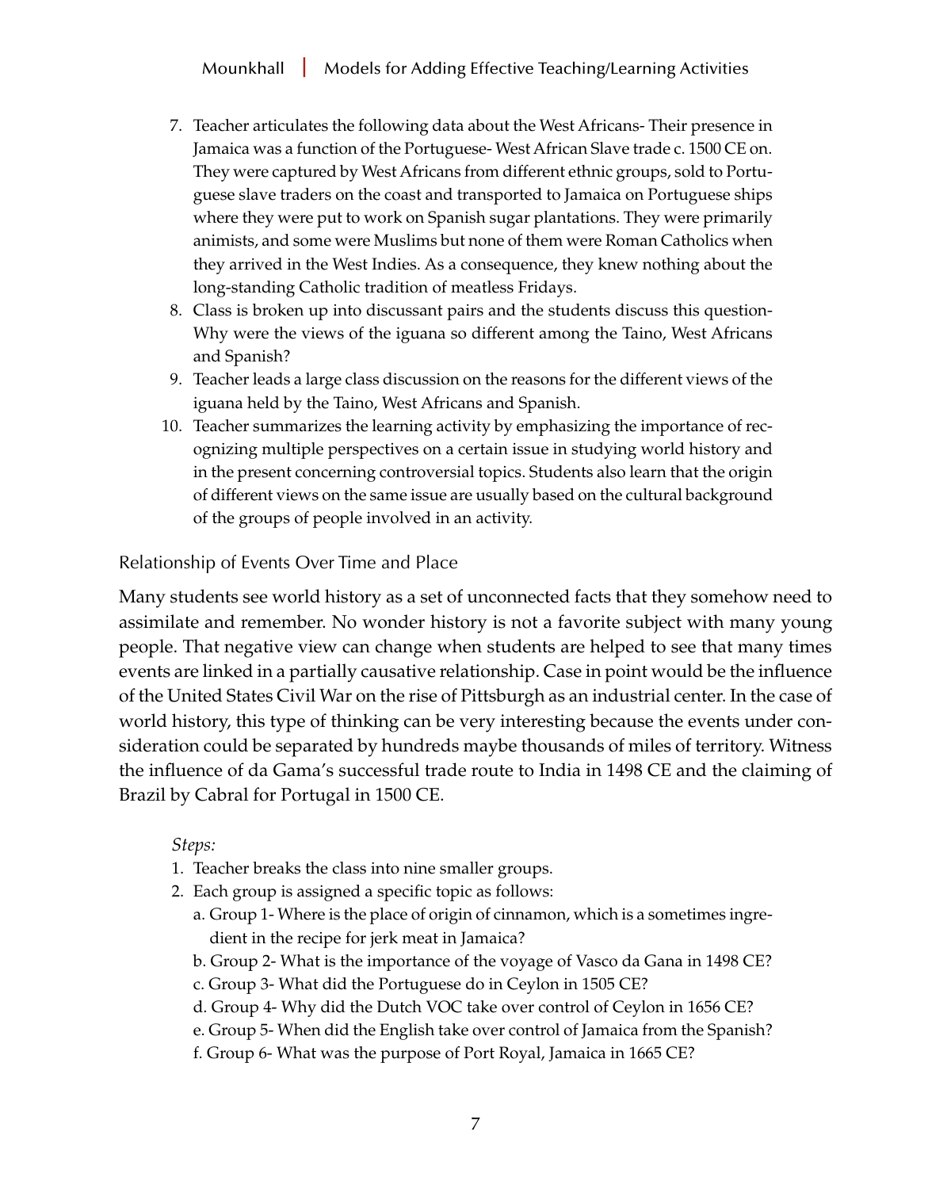7. Teacher articulates the following data about the West Africans- Their presence in Jamaica was a function of the Portuguese- West African Slave trade c. 1500 CE on. They were captured by West Africans from different ethnic groups, sold to Portuguese slave traders on the coast and transported to Jamaica on Portuguese ships where they were put to work on Spanish sugar plantations. They were primarily animists, and some were Muslims but none of them were Roman Catholics when they arrived in the West Indies. As a consequence, they knew nothing about the long-standing Catholic tradition of meatless Fridays.
8. Class is broken up into discussant pairs and the students discuss this question- Why were the views of the iguana so different among the Taino, West Africans and Spanish?
9. Teacher leads a large class discussion on the reasons for the different views of the iguana held by the Taino, West Africans and Spanish.
10. Teacher summarizes the learning activity by emphasizing the importance of recognizing multiple perspectives on a certain issue in studying world history and in the present concerning controversial topics. Students also learn that the origin of different views on the same issue are usually based on the cultural background of the groups of people involved in an activity.

### Relationship of Events Over Time and Place

Many students see world history as a set of unconnected facts that they somehow need to assimilate and remember. No wonder history is not a favorite subject with many young people. That negative view can change when students are helped to see that many times events are linked in a partially causative relationship. Case in point would be the influence of the United States Civil War on the rise of Pittsburgh as an industrial center. In the case of world history, this type of thinking can be very interesting because the events under consideration could be separated by hundreds maybe thousands of miles of territory. Witness the influence of da Gama's successful trade route to India in 1498 CE and the claiming of Brazil by Cabral for Portugal in 1500 CE.

*Steps:*

1. Teacher breaks the class into nine smaller groups.
2. Each group is assigned a specific topic as follows:
   a. Group 1- Where is the place of origin of cinnamon, which is a sometimes ingredient in the recipe for jerk meat in Jamaica?
   b. Group 2- What is the importance of the voyage of Vasco da Gana in 1498 CE?
   c. Group 3- What did the Portuguese do in Ceylon in 1505 CE?
   d. Group 4- Why did the Dutch VOC take over control of Ceylon in 1656 CE?
   e. Group 5- When did the English take over control of Jamaica from the Spanish?
   f. Group 6- What was the purpose of Port Royal, Jamaica in 1665 CE?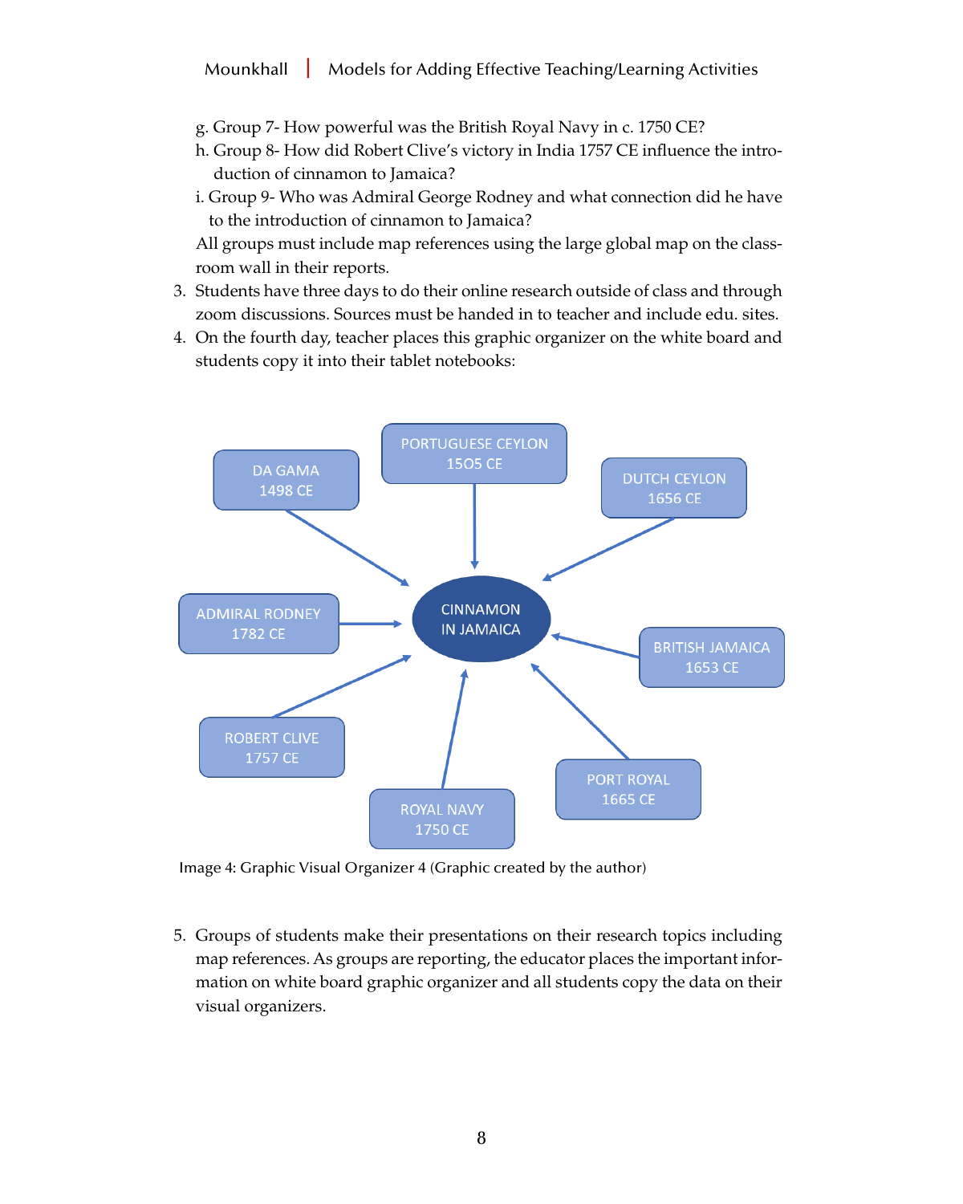g. Group 7- How powerful was the British Royal Navy in c. 1750 CE?
h. Group 8- How did Robert Clive's victory in India 1757 CE influence the introduction of cinnamon to Jamaica?
i. Group 9- Who was Admiral George Rodney and what connection did he have to the introduction of cinnamon to Jamaica?

All groups must include map references using the large global map on the classroom wall in their reports.

3. Students have three days to do their online research outside of class and through zoom discussions. Sources must be handed in to teacher and include edu. sites.
4. On the fourth day, teacher places this graphic organizer on the white board and students copy it into their tablet notebooks:

DA GAMA 1498 CE
PORTUGUESE CEYLON 1505 CE
DUTCH CEYLON 1656 CE
ADMIRAL RODNEY 1782 CE
CINNAMON IN JAMAICA
BRITISH JAMAICA 1653 CE
ROBERT CLIVE 1757 CE
PORT ROYAL 1665 CE
ROYAL NAVY 1750 CE

Image 4: Graphic Visual Organizer 4 (Graphic created by the author)

5. Groups of students make their presentations on their research topics including map references. As groups are reporting, the educator places the important information on white board graphic organizer and all students copy the data on their visual organizers.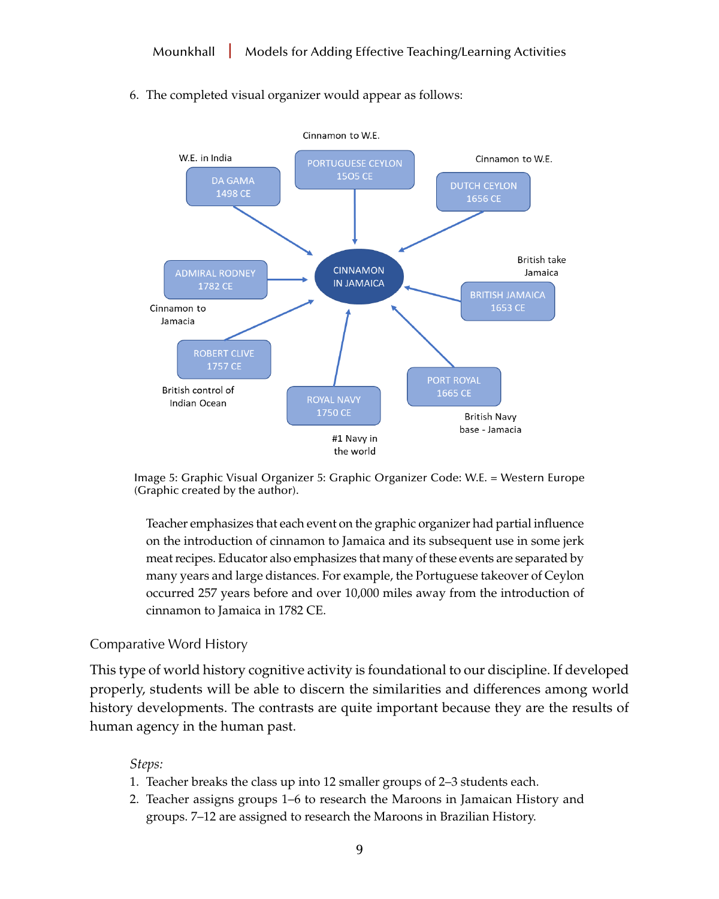6. The completed visual organizer would appear as follows:

Cinnamon to W.E.

W.E. in India

PORTUGUESE CEYLON 1505 CE

DA GAMA 1498 CE

Cinnamon to W.E.

DUTCH CEYLON 1656 CE

CINNAMON IN JAMAICA

ADMIRAL RODNEY 1782 CE

British take Jamaica

BRITISH JAMAICA 1653 CE

Cinnamon to Jamacia

ROBERT CLIVE 1757 CE

British control of Indian Ocean

ROYAL NAVY 1750 CE

#1 Navy in the world

PORT ROYAL 1665 CE

British Navy base - Jamacia

Image 5: Graphic Visual Organizer 5: Graphic Organizer Code: W.E. = Western Europe (Graphic created by the author).

Teacher emphasizes that each event on the graphic organizer had partial influence on the introduction of cinnamon to Jamaica and its subsequent use in some jerk meat recipes. Educator also emphasizes that many of these events are separated by many years and large distances. For example, the Portuguese takeover of Ceylon occurred 257 years before and over 10,000 miles away from the introduction of cinnamon to Jamaica in 1782 CE.

## Comparative Word History

This type of world history cognitive activity is foundational to our discipline. If developed properly, students will be able to discern the similarities and differences among world history developments. The contrasts are quite important because they are the results of human agency in the human past.

*Steps:*

1. Teacher breaks the class up into 12 smaller groups of 2–3 students each.
2. Teacher assigns groups 1–6 to research the Maroons in Jamaican History and groups. 7–12 are assigned to research the Maroons in Brazilian History.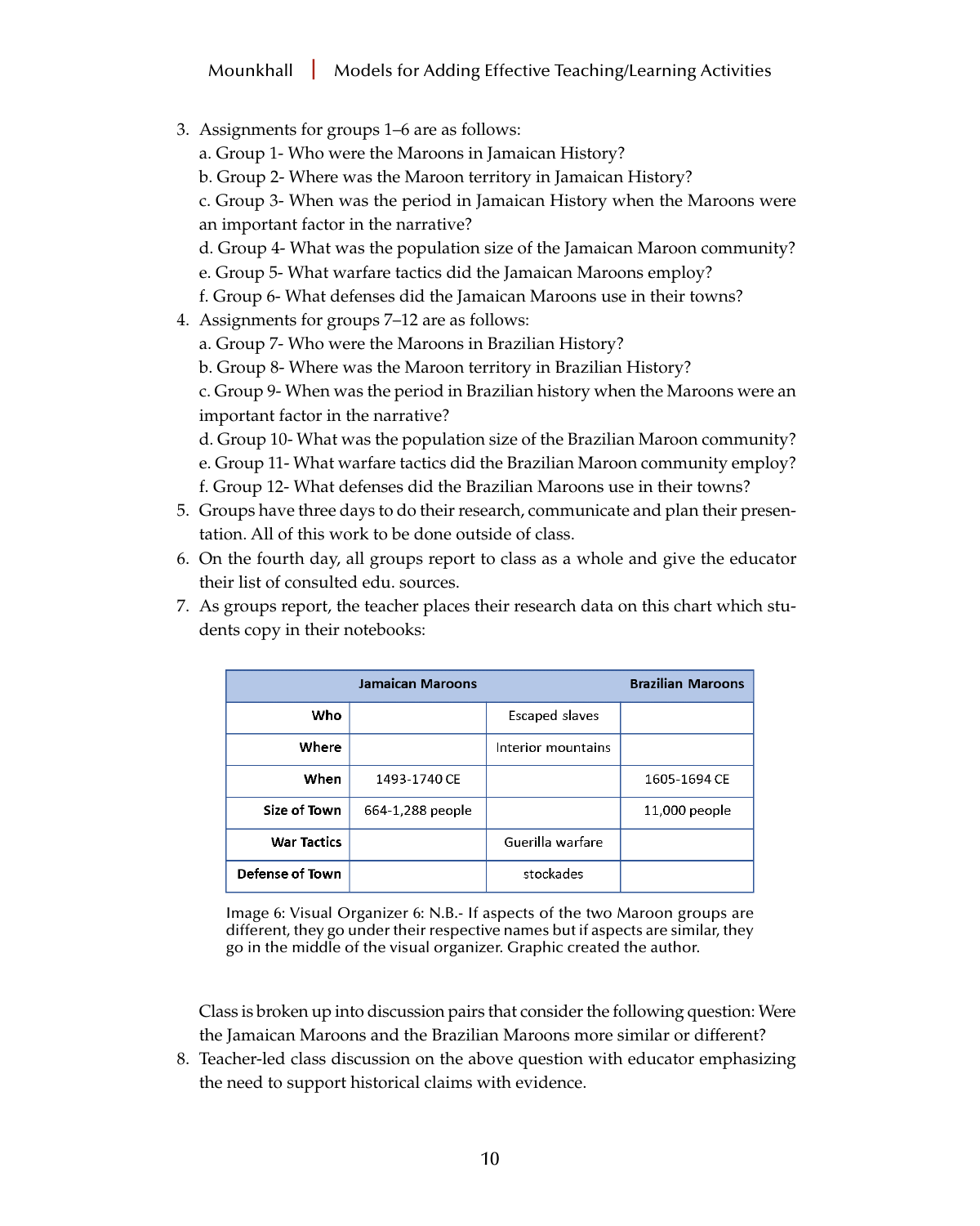3. Assignments for groups 1–6 are as follows:
   a. Group 1- Who were the Maroons in Jamaican History?
   b. Group 2- Where was the Maroon territory in Jamaican History?
   c. Group 3- When was the period in Jamaican History when the Maroons were an important factor in the narrative?
   d. Group 4- What was the population size of the Jamaican Maroon community?
   e. Group 5- What warfare tactics did the Jamaican Maroons employ?
   f. Group 6- What defenses did the Jamaican Maroons use in their towns?
4. Assignments for groups 7–12 are as follows:
   a. Group 7- Who were the Maroons in Brazilian History?
   b. Group 8- Where was the Maroon territory in Brazilian History?
   c. Group 9- When was the period in Brazilian history when the Maroons were an important factor in the narrative?
   d. Group 10- What was the population size of the Brazilian Maroon community?
   e. Group 11- What warfare tactics did the Brazilian Maroon community employ?
   f. Group 12- What defenses did the Brazilian Maroons use in their towns?
5. Groups have three days to do their research, communicate and plan their presentation. All of this work to be done outside of class.
6. On the fourth day, all groups report to class as a whole and give the educator their list of consulted edu. sources.
7. As groups report, the teacher places their research data on this chart which students copy in their notebooks:

| | Jamaican Maroons | | Brazilian Maroons |
|---|---|---|---|
| **Who** | | Escaped slaves | |
| **Where** | | Interior mountains | |
| **When** | 1493-1740 CE | | 1605-1694 CE |
| **Size of Town** | 664-1,288 people | | 11,000 people |
| **War Tactics** | | Guerilla warfare | |
| **Defense of Town** | | stockades | |

Image 6: Visual Organizer 6: N.B.- If aspects of the two Maroon groups are different, they go under their respective names but if aspects are similar, they go in the middle of the visual organizer. Graphic created the author.

Class is broken up into discussion pairs that consider the following question: Were the Jamaican Maroons and the Brazilian Maroons more similar or different?

8. Teacher-led class discussion on the above question with educator emphasizing the need to support historical claims with evidence.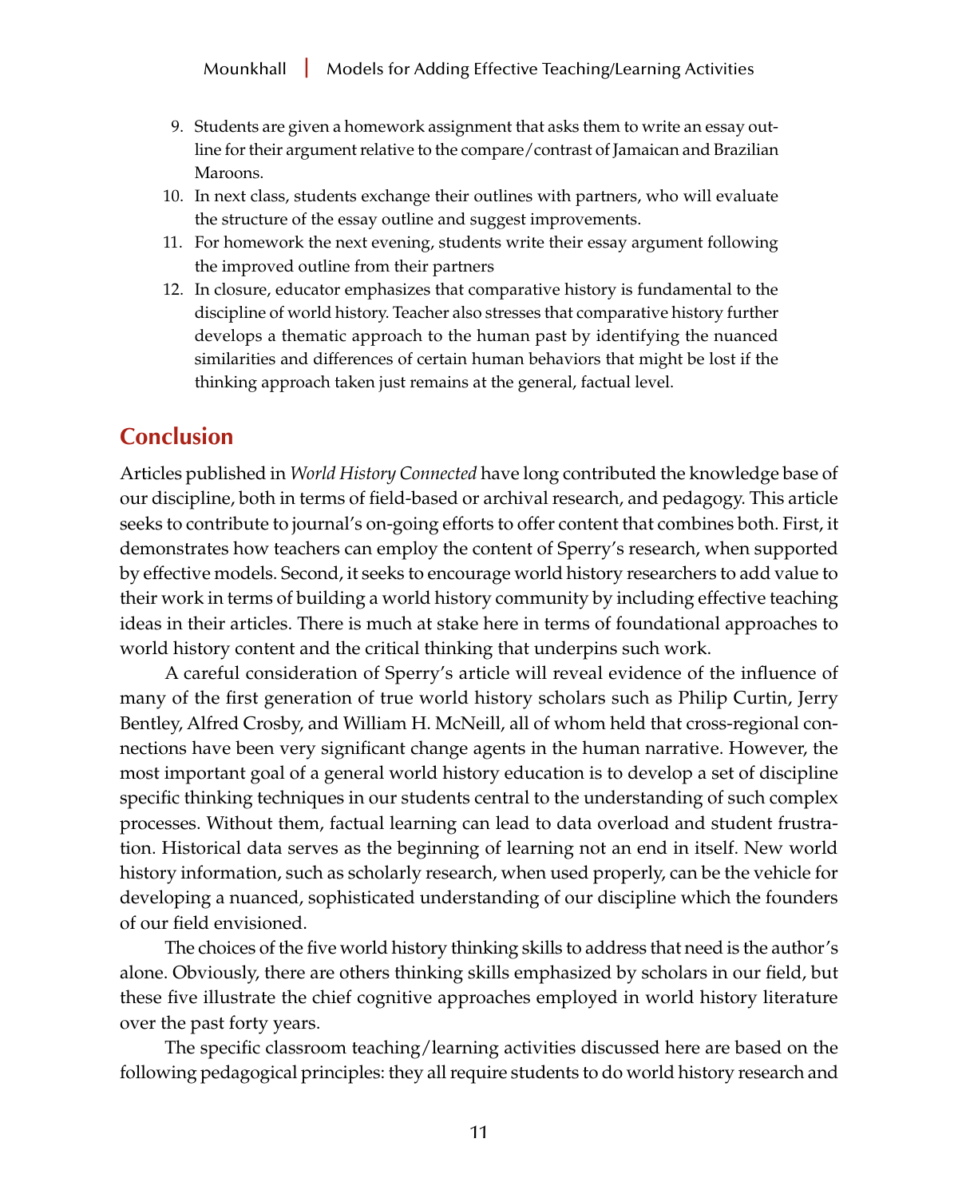9. Students are given a homework assignment that asks them to write an essay outline for their argument relative to the compare/contrast of Jamaican and Brazilian Maroons.
10. In next class, students exchange their outlines with partners, who will evaluate the structure of the essay outline and suggest improvements.
11. For homework the next evening, students write their essay argument following the improved outline from their partners
12. In closure, educator emphasizes that comparative history is fundamental to the discipline of world history. Teacher also stresses that comparative history further develops a thematic approach to the human past by identifying the nuanced similarities and differences of certain human behaviors that might be lost if the thinking approach taken just remains at the general, factual level.

## Conclusion

Articles published in *World History Connected* have long contributed the knowledge base of our discipline, both in terms of field-based or archival research, and pedagogy. This article seeks to contribute to journal's on-going efforts to offer content that combines both. First, it demonstrates how teachers can employ the content of Sperry's research, when supported by effective models. Second, it seeks to encourage world history researchers to add value to their work in terms of building a world history community by including effective teaching ideas in their articles. There is much at stake here in terms of foundational approaches to world history content and the critical thinking that underpins such work.

A careful consideration of Sperry's article will reveal evidence of the influence of many of the first generation of true world history scholars such as Philip Curtin, Jerry Bentley, Alfred Crosby, and William H. McNeill, all of whom held that cross-regional connections have been very significant change agents in the human narrative. However, the most important goal of a general world history education is to develop a set of discipline specific thinking techniques in our students central to the understanding of such complex processes. Without them, factual learning can lead to data overload and student frustration. Historical data serves as the beginning of learning not an end in itself. New world history information, such as scholarly research, when used properly, can be the vehicle for developing a nuanced, sophisticated understanding of our discipline which the founders of our field envisioned.

The choices of the five world history thinking skills to address that need is the author's alone. Obviously, there are others thinking skills emphasized by scholars in our field, but these five illustrate the chief cognitive approaches employed in world history literature over the past forty years.

The specific classroom teaching/learning activities discussed here are based on the following pedagogical principles: they all require students to do world history research and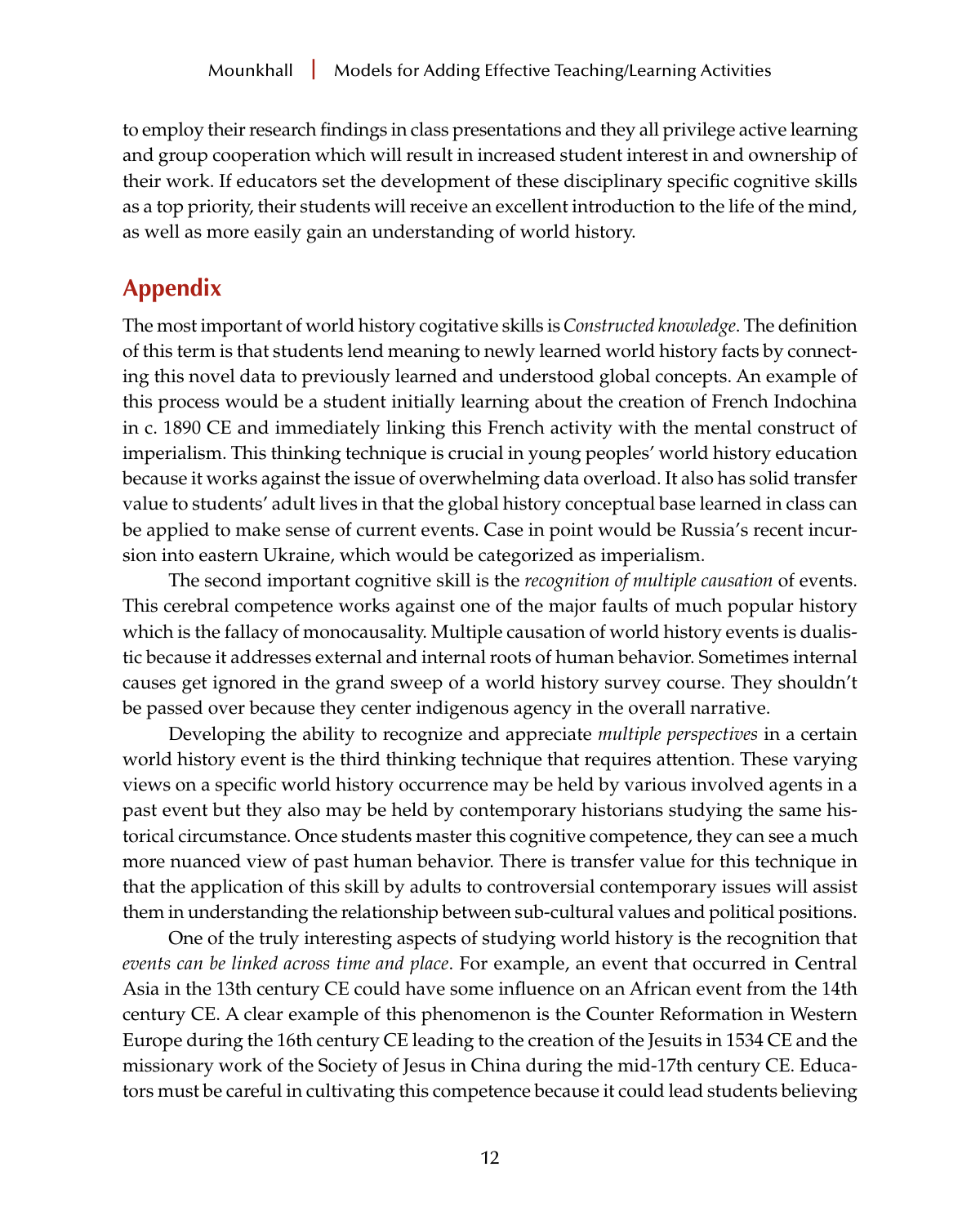to employ their research findings in class presentations and they all privilege active learning and group cooperation which will result in increased student interest in and ownership of their work. If educators set the development of these disciplinary specific cognitive skills as a top priority, their students will receive an excellent introduction to the life of the mind, as well as more easily gain an understanding of world history.

## Appendix

The most important of world history cogitative skills is *Constructed knowledge*. The definition of this term is that students lend meaning to newly learned world history facts by connecting this novel data to previously learned and understood global concepts. An example of this process would be a student initially learning about the creation of French Indochina in c. 1890 CE and immediately linking this French activity with the mental construct of imperialism. This thinking technique is crucial in young peoples' world history education because it works against the issue of overwhelming data overload. It also has solid transfer value to students' adult lives in that the global history conceptual base learned in class can be applied to make sense of current events. Case in point would be Russia's recent incursion into eastern Ukraine, which would be categorized as imperialism.

The second important cognitive skill is the *recognition of multiple causation* of events. This cerebral competence works against one of the major faults of much popular history which is the fallacy of monocausality. Multiple causation of world history events is dualistic because it addresses external and internal roots of human behavior. Sometimes internal causes get ignored in the grand sweep of a world history survey course. They shouldn't be passed over because they center indigenous agency in the overall narrative.

Developing the ability to recognize and appreciate *multiple perspectives* in a certain world history event is the third thinking technique that requires attention. These varying views on a specific world history occurrence may be held by various involved agents in a past event but they also may be held by contemporary historians studying the same historical circumstance. Once students master this cognitive competence, they can see a much more nuanced view of past human behavior. There is transfer value for this technique in that the application of this skill by adults to controversial contemporary issues will assist them in understanding the relationship between sub-cultural values and political positions.

One of the truly interesting aspects of studying world history is the recognition that *events can be linked across time and place*. For example, an event that occurred in Central Asia in the 13th century CE could have some influence on an African event from the 14th century CE. A clear example of this phenomenon is the Counter Reformation in Western Europe during the 16th century CE leading to the creation of the Jesuits in 1534 CE and the missionary work of the Society of Jesus in China during the mid-17th century CE. Educators must be careful in cultivating this competence because it could lead students believing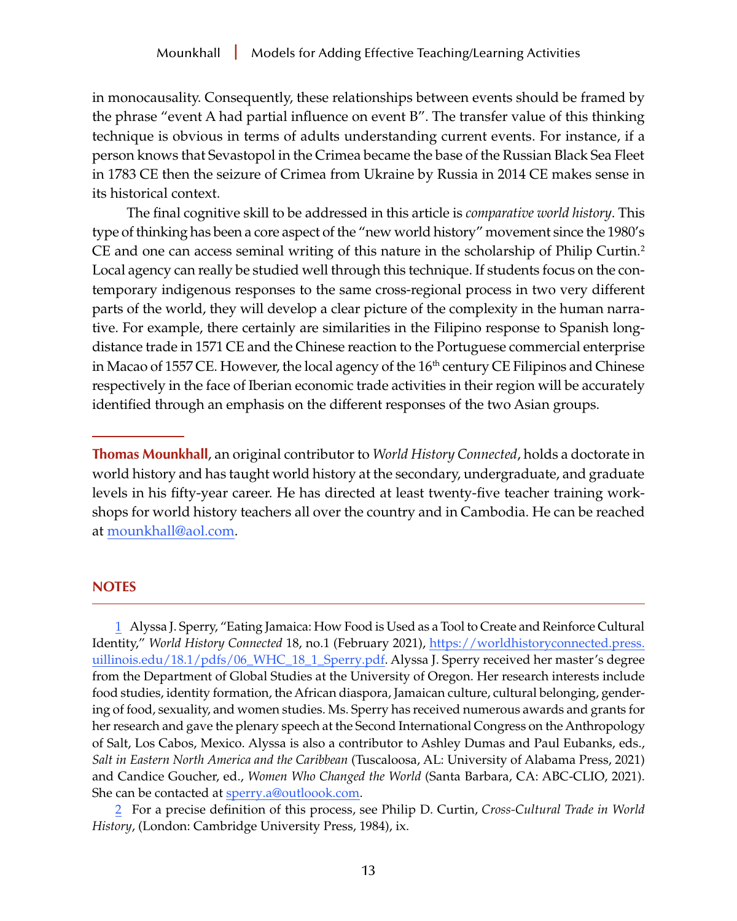in monocausality. Consequently, these relationships between events should be framed by the phrase "event A had partial influence on event B". The transfer value of this thinking technique is obvious in terms of adults understanding current events. For instance, if a person knows that Sevastopol in the Crimea became the base of the Russian Black Sea Fleet in 1783 CE then the seizure of Crimea from Ukraine by Russia in 2014 CE makes sense in its historical context.

The final cognitive skill to be addressed in this article is *comparative world history*. This type of thinking has been a core aspect of the "new world history" movement since the 1980's CE and one can access seminal writing of this nature in the scholarship of Philip Curtin.[2] Local agency can really be studied well through this technique. If students focus on the contemporary indigenous responses to the same cross-regional process in two very different parts of the world, they will develop a clear picture of the complexity in the human narrative. For example, there certainly are similarities in the Filipino response to Spanish long-distance trade in 1571 CE and the Chinese reaction to the Portuguese commercial enterprise in Macao of 1557 CE. However, the local agency of the 16th century CE Filipinos and Chinese respectively in the face of Iberian economic trade activities in their region will be accurately identified through an emphasis on the different responses of the two Asian groups.

---

**Thomas Mounkhall**, an original contributor to *World History Connected*, holds a doctorate in world history and has taught world history at the secondary, undergraduate, and graduate levels in his fifty-year career. He has directed at least twenty-five teacher training workshops for world history teachers all over the country and in Cambodia. He can be reached at mounkhall@aol.com.

## NOTES

1 Alyssa J. Sperry, "Eating Jamaica: How Food is Used as a Tool to Create and Reinforce Cultural Identity," *World History Connected* 18, no.1 (February 2021), https://worldhistoryconnected.press.uillinois.edu/18.1/pdfs/06_WHC_18_1_Sperry.pdf. Alyssa J. Sperry received her master's degree from the Department of Global Studies at the University of Oregon. Her research interests include food studies, identity formation, the African diaspora, Jamaican culture, cultural belonging, gendering of food, sexuality, and women studies. Ms. Sperry has received numerous awards and grants for her research and gave the plenary speech at the Second International Congress on the Anthropology of Salt, Los Cabos, Mexico. Alyssa is also a contributor to Ashley Dumas and Paul Eubanks, eds., *Salt in Eastern North America and the Caribbean* (Tuscaloosa, AL: University of Alabama Press, 2021) and Candice Goucher, ed., *Women Who Changed the World* (Santa Barbara, CA: ABC-CLIO, 2021). She can be contacted at sperry.a@outloook.com.

2 For a precise definition of this process, see Philip D. Curtin, *Cross-Cultural Trade in World History*, (London: Cambridge University Press, 1984), ix.